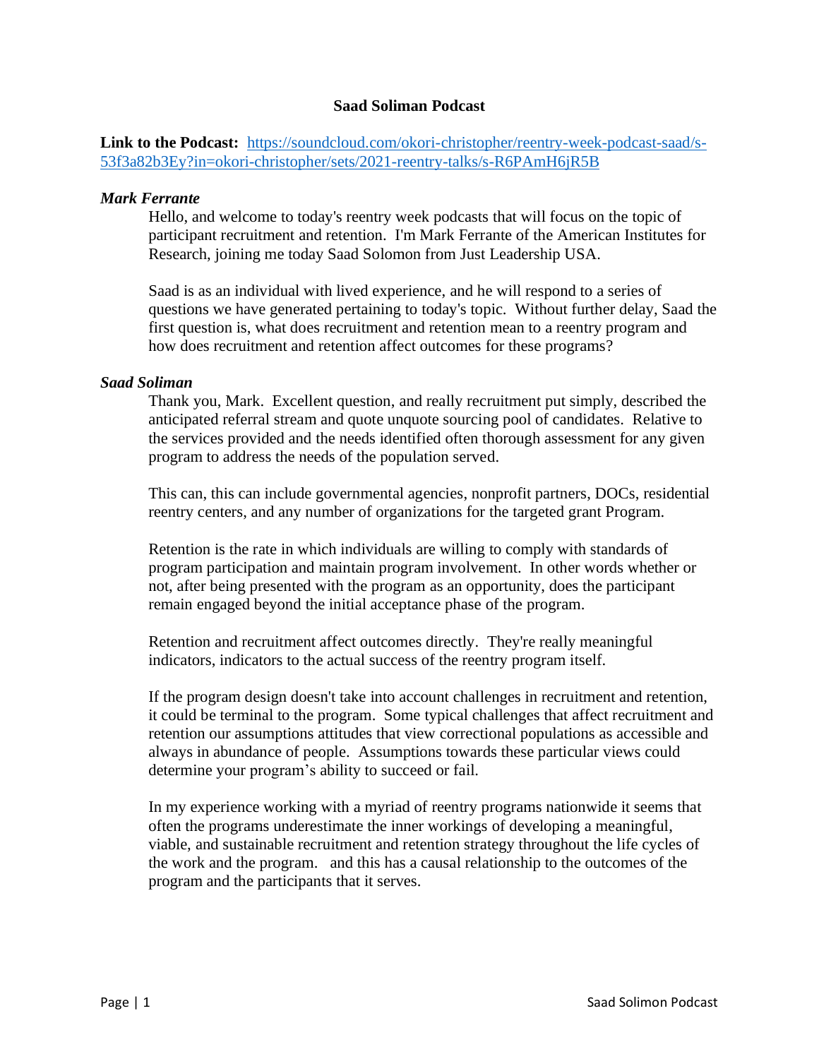# Saad Soliman Podcast

**Link to the Podcast:** [https://soundcloud.com/okori-christopher/reentry-week-podcast-saad/s-53f3a82b3Ey?in=okori-christopher/sets/2021-reentry-talks/s-R6PAmH6jR5B](https://soundcloud.com/okori-christopher/reentry-week-podcast-saad/s-53f3a82b3Ey?in=okori-christopher/sets/2021-reentry-talks/s-R6PAmH6jR5B)

***Mark Ferrante***

Hello, and welcome to today's reentry week podcasts that will focus on the topic of participant recruitment and retention. I'm Mark Ferrante of the American Institutes for Research, joining me today Saad Solomon from Just Leadership USA.

Saad is as an individual with lived experience, and he will respond to a series of questions we have generated pertaining to today's topic. Without further delay, Saad the first question is, what does recruitment and retention mean to a reentry program and how does recruitment and retention affect outcomes for these programs?

***Saad Soliman***

Thank you, Mark. Excellent question, and really recruitment put simply, described the anticipated referral stream and quote unquote sourcing pool of candidates. Relative to the services provided and the needs identified often thorough assessment for any given program to address the needs of the population served.

This can, this can include governmental agencies, nonprofit partners, DOCs, residential reentry centers, and any number of organizations for the targeted grant Program.

Retention is the rate in which individuals are willing to comply with standards of program participation and maintain program involvement. In other words whether or not, after being presented with the program as an opportunity, does the participant remain engaged beyond the initial acceptance phase of the program.

Retention and recruitment affect outcomes directly. They're really meaningful indicators, indicators to the actual success of the reentry program itself.

If the program design doesn't take into account challenges in recruitment and retention, it could be terminal to the program. Some typical challenges that affect recruitment and retention our assumptions attitudes that view correctional populations as accessible and always in abundance of people. Assumptions towards these particular views could determine your program's ability to succeed or fail.

In my experience working with a myriad of reentry programs nationwide it seems that often the programs underestimate the inner workings of developing a meaningful, viable, and sustainable recruitment and retention strategy throughout the life cycles of the work and the program. and this has a causal relationship to the outcomes of the program and the participants that it serves.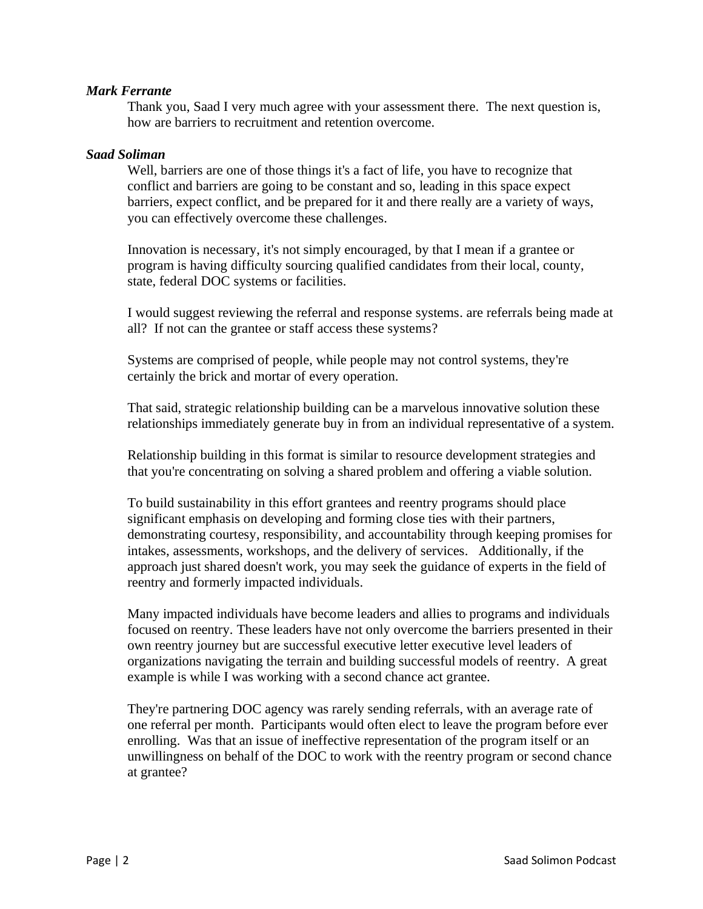***Mark Ferrante***

Thank you, Saad I very much agree with your assessment there. The next question is, how are barriers to recruitment and retention overcome.

***Saad Soliman***

Well, barriers are one of those things it's a fact of life, you have to recognize that conflict and barriers are going to be constant and so, leading in this space expect barriers, expect conflict, and be prepared for it and there really are a variety of ways, you can effectively overcome these challenges.

Innovation is necessary, it's not simply encouraged, by that I mean if a grantee or program is having difficulty sourcing qualified candidates from their local, county, state, federal DOC systems or facilities.

I would suggest reviewing the referral and response systems. are referrals being made at all? If not can the grantee or staff access these systems?

Systems are comprised of people, while people may not control systems, they're certainly the brick and mortar of every operation.

That said, strategic relationship building can be a marvelous innovative solution these relationships immediately generate buy in from an individual representative of a system.

Relationship building in this format is similar to resource development strategies and that you're concentrating on solving a shared problem and offering a viable solution.

To build sustainability in this effort grantees and reentry programs should place significant emphasis on developing and forming close ties with their partners, demonstrating courtesy, responsibility, and accountability through keeping promises for intakes, assessments, workshops, and the delivery of services. Additionally, if the approach just shared doesn't work, you may seek the guidance of experts in the field of reentry and formerly impacted individuals.

Many impacted individuals have become leaders and allies to programs and individuals focused on reentry. These leaders have not only overcome the barriers presented in their own reentry journey but are successful executive letter executive level leaders of organizations navigating the terrain and building successful models of reentry. A great example is while I was working with a second chance act grantee.

They're partnering DOC agency was rarely sending referrals, with an average rate of one referral per month. Participants would often elect to leave the program before ever enrolling. Was that an issue of ineffective representation of the program itself or an unwillingness on behalf of the DOC to work with the reentry program or second chance at grantee?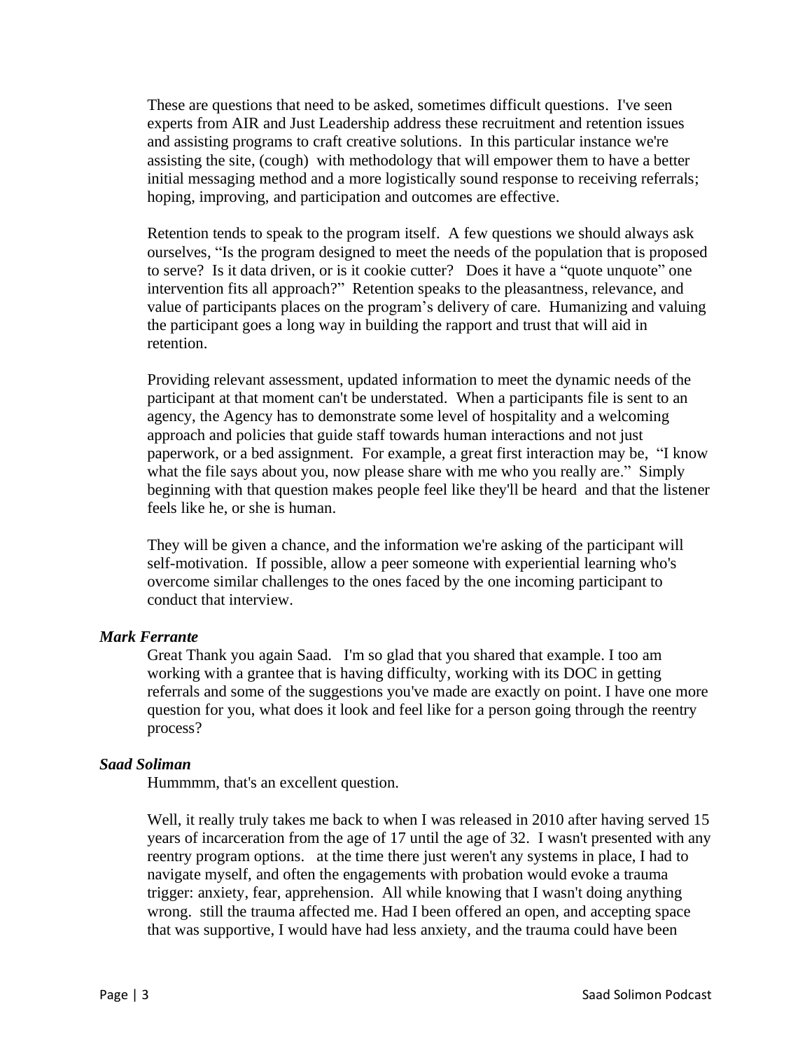These are questions that need to be asked, sometimes difficult questions. I've seen experts from AIR and Just Leadership address these recruitment and retention issues and assisting programs to craft creative solutions. In this particular instance we're assisting the site, (cough) with methodology that will empower them to have a better initial messaging method and a more logistically sound response to receiving referrals; hoping, improving, and participation and outcomes are effective.

Retention tends to speak to the program itself. A few questions we should always ask ourselves, "Is the program designed to meet the needs of the population that is proposed to serve? Is it data driven, or is it cookie cutter? Does it have a "quote unquote" one intervention fits all approach?" Retention speaks to the pleasantness, relevance, and value of participants places on the program's delivery of care. Humanizing and valuing the participant goes a long way in building the rapport and trust that will aid in retention.

Providing relevant assessment, updated information to meet the dynamic needs of the participant at that moment can't be understated. When a participants file is sent to an agency, the Agency has to demonstrate some level of hospitality and a welcoming approach and policies that guide staff towards human interactions and not just paperwork, or a bed assignment. For example, a great first interaction may be, "I know what the file says about you, now please share with me who you really are." Simply beginning with that question makes people feel like they'll be heard and that the listener feels like he, or she is human.

They will be given a chance, and the information we're asking of the participant will self-motivation. If possible, allow a peer someone with experiential learning who's overcome similar challenges to the ones faced by the one incoming participant to conduct that interview.

***Mark Ferrante***

Great Thank you again Saad. I'm so glad that you shared that example. I too am working with a grantee that is having difficulty, working with its DOC in getting referrals and some of the suggestions you've made are exactly on point. I have one more question for you, what does it look and feel like for a person going through the reentry process?

***Saad Soliman***

Hummmm, that's an excellent question.

Well, it really truly takes me back to when I was released in 2010 after having served 15 years of incarceration from the age of 17 until the age of 32. I wasn't presented with any reentry program options. at the time there just weren't any systems in place, I had to navigate myself, and often the engagements with probation would evoke a trauma trigger: anxiety, fear, apprehension. All while knowing that I wasn't doing anything wrong. still the trauma affected me. Had I been offered an open, and accepting space that was supportive, I would have had less anxiety, and the trauma could have been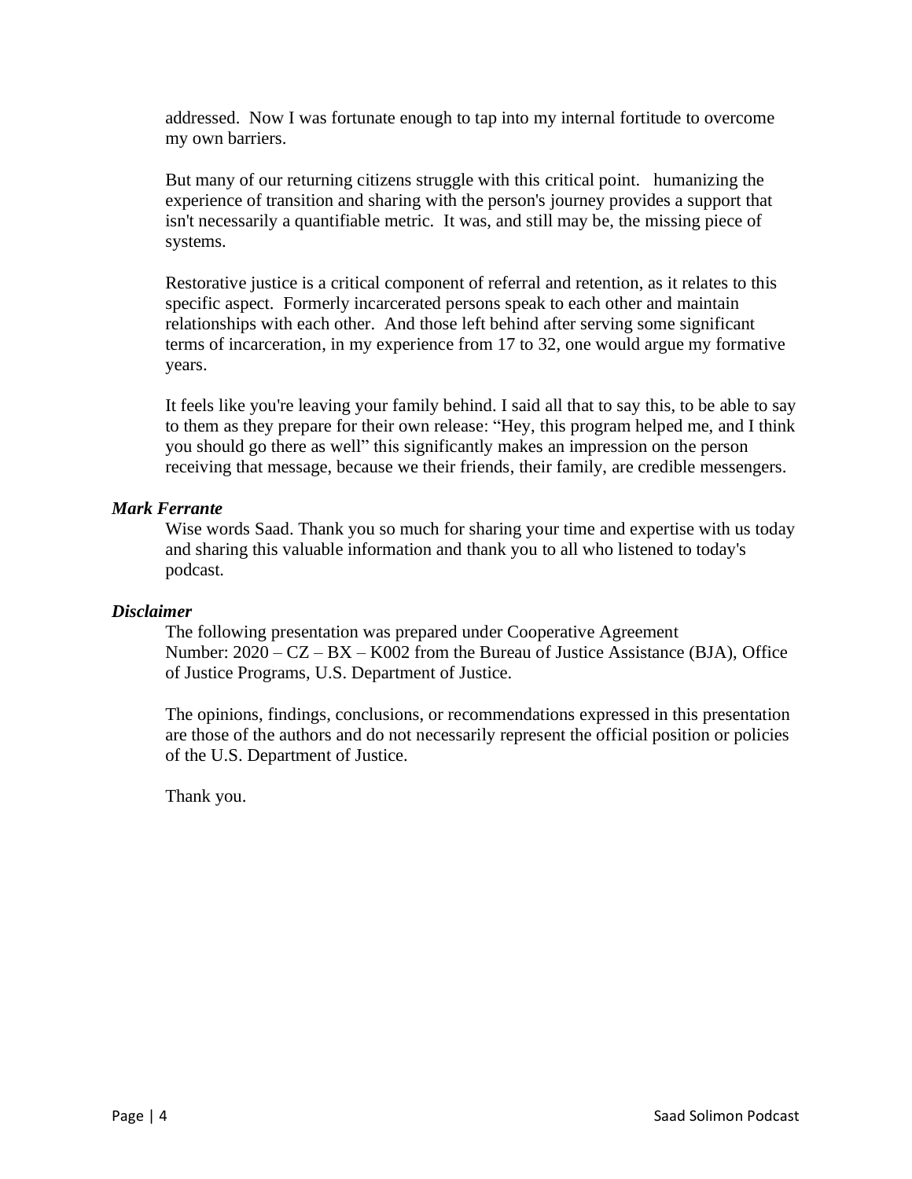addressed. Now I was fortunate enough to tap into my internal fortitude to overcome my own barriers.

But many of our returning citizens struggle with this critical point. humanizing the experience of transition and sharing with the person's journey provides a support that isn't necessarily a quantifiable metric. It was, and still may be, the missing piece of systems.

Restorative justice is a critical component of referral and retention, as it relates to this specific aspect. Formerly incarcerated persons speak to each other and maintain relationships with each other. And those left behind after serving some significant terms of incarceration, in my experience from 17 to 32, one would argue my formative years.

It feels like you're leaving your family behind. I said all that to say this, to be able to say to them as they prepare for their own release: "Hey, this program helped me, and I think you should go there as well" this significantly makes an impression on the person receiving that message, because we their friends, their family, are credible messengers.

***Mark Ferrante***

Wise words Saad. Thank you so much for sharing your time and expertise with us today and sharing this valuable information and thank you to all who listened to today's podcast.

***Disclaimer***

The following presentation was prepared under Cooperative Agreement Number: 2020 – CZ – BX – K002 from the Bureau of Justice Assistance (BJA), Office of Justice Programs, U.S. Department of Justice.

The opinions, findings, conclusions, or recommendations expressed in this presentation are those of the authors and do not necessarily represent the official position or policies of the U.S. Department of Justice.

Thank you.